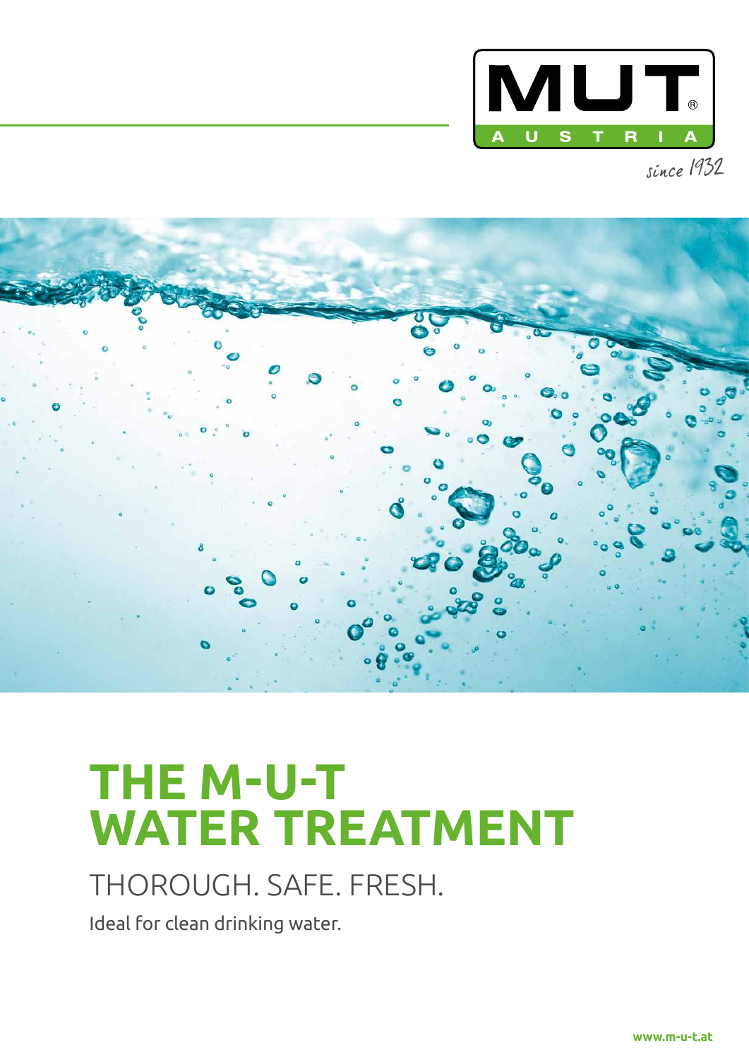MUT AUSTRIA

since 1932

# THE M-U-T WATER TREATMENT

## THOROUGH. SAFE. FRESH.

Ideal for clean drinking water.

www.m-u-t.at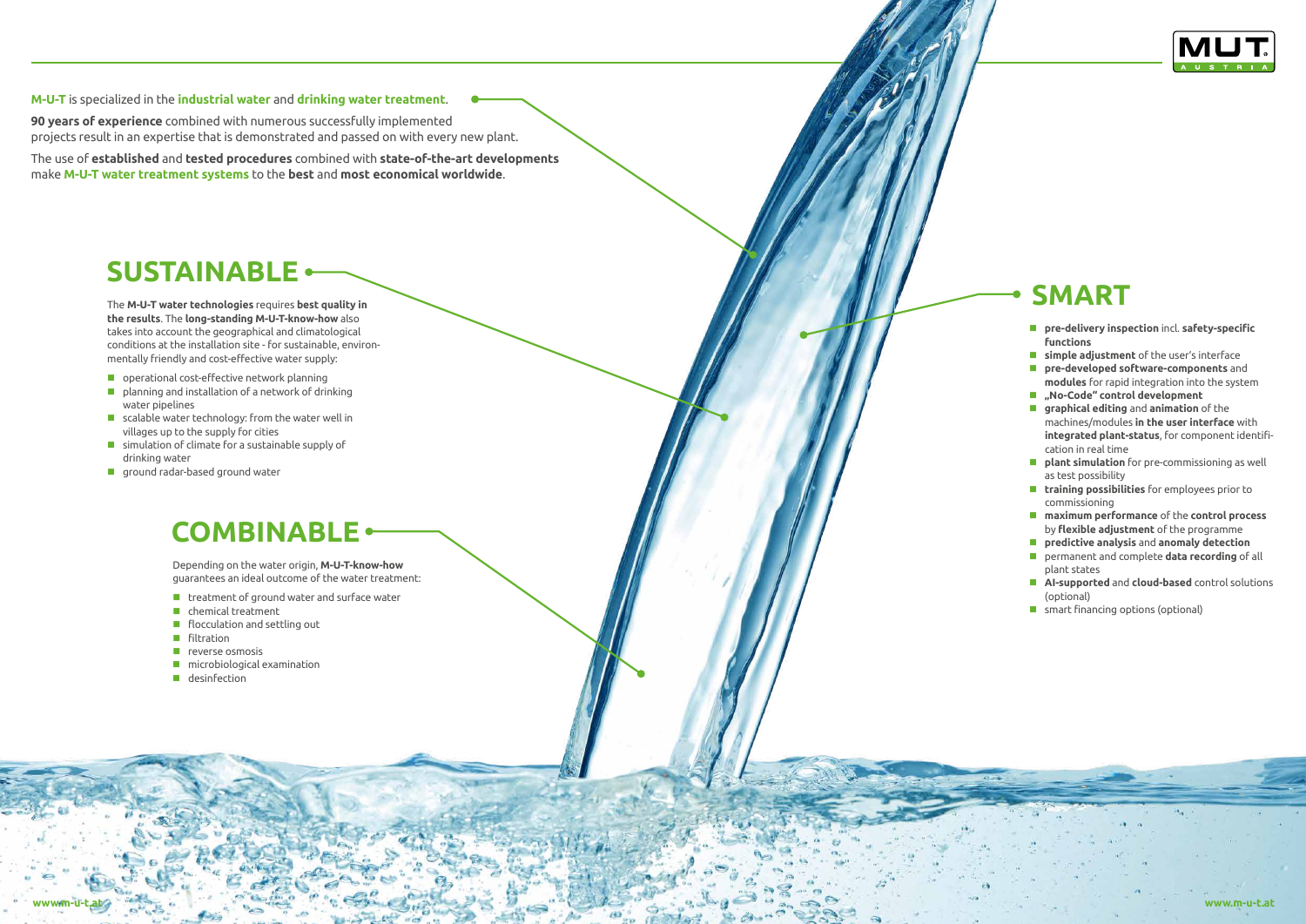**M-U-T** is specialized in the **industrial water** and **drinking water treatment**.

**90 years of experience** combined with numerous successfully implemented projects result in an expertise that is demonstrated and passed on with every new plant.

The use of **established** and **tested procedures** combined with **state-of-the-art developments** make **M-U-T water treatment systems** to the **best** and **most economical worldwide**.

## SUSTAINABLE

The **M-U-T water technologies** requires **best quality in the results**. The **long-standing M-U-T-know-how** also takes into account the geographical and climatological conditions at the installation site - for sustainable, environmentally friendly and cost-effective water supply:

- operational cost-effective network planning
- planning and installation of a network of drinking water pipelines
- scalable water technology: from the water well in villages up to the supply for cities
- simulation of climate for a sustainable supply of drinking water
- ground radar-based ground water

## COMBINABLE

Depending on the water origin, **M-U-T-know-how** guarantees an ideal outcome of the water treatment:

- treatment of ground water and surface water
- chemical treatment
- flocculation and settling out
- filtration
- reverse osmosis
- microbiological examination
- desinfection

## SMART

- **pre-delivery inspection** incl. **safety-specific functions**
- **simple adjustment** of the user's interface
- **pre-developed software-components** and **modules** for rapid integration into the system
- **„No-Code" control development**
- **graphical editing** and **animation** of the machines/modules **in the user interface** with **integrated plant-status**, for component identification in real time
- **plant simulation** for pre-commissioning as well as test possibility
- **training possibilities** for employees prior to commissioning
- **maximum performance** of the **control process** by **flexible adjustment** of the programme
- **predictive analysis** and **anomaly detection**
- permanent and complete **data recording** of all plant states
- **AI-supported** and **cloud-based** control solutions (optional)
- smart financing options (optional)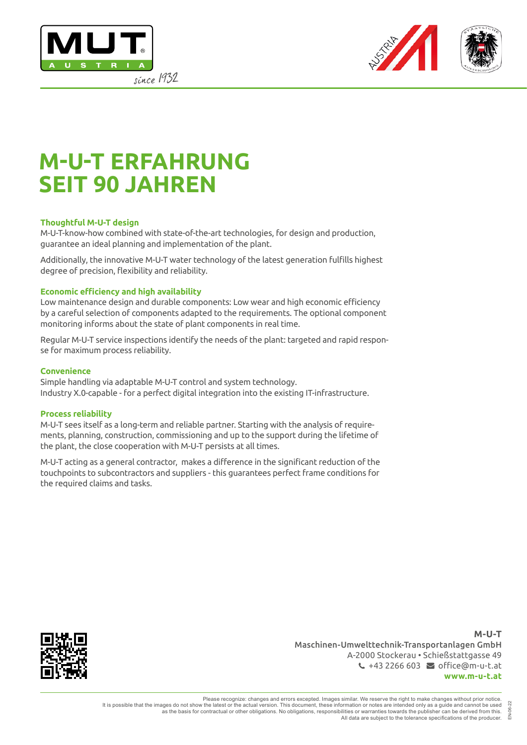# M-U-T ERFAHRUNG SEIT 90 JAHREN

### Thoughtful M-U-T design

M-U-T-know-how combined with state-of-the-art technologies, for design and production, guarantee an ideal planning and implementation of the plant.

Additionally, the innovative M-U-T water technology of the latest generation fulfills highest degree of precision, flexibility and reliability.

### Economic efficiency and high availability

Low maintenance design and durable components: Low wear and high economic efficiency by a careful selection of components adapted to the requirements. The optional component monitoring informs about the state of plant components in real time.

Regular M-U-T service inspections identify the needs of the plant: targeted and rapid response for maximum process reliability.

### Convenience

Simple handling via adaptable M-U-T control and system technology.
Industry X.0-capable - for a perfect digital integration into the existing IT-infrastructure.

### Process reliability

M-U-T sees itself as a long-term and reliable partner. Starting with the analysis of requirements, planning, construction, commissioning and up to the support during the lifetime of the plant, the close cooperation with M-U-T persists at all times.

M-U-T acting as a general contractor, makes a difference in the significant reduction of the touchpoints to subcontractors and suppliers - this guarantees perfect frame conditions for the required claims and tasks.

**M-U-T**
Maschinen-Umwelttechnik-Transportanlagen GmbH
A-2000 Stockerau • Schießstattgasse 49
+43 2266 603 office@m-u-t.at
**www.m-u-t.at**

Please recognize: changes and errors excepted. Images similar. We reserve the right to make changes without prior notice.
It is possible that the images do not show the latest or the actual version. This document, these information or notes are intended only as a guide and cannot be used as the basis for contractual or other obligations. No obligations, responsibilities or warranties towards the publisher can be derived from this. All data are subject to the tolerance specifications of the producer.

EN-06-22